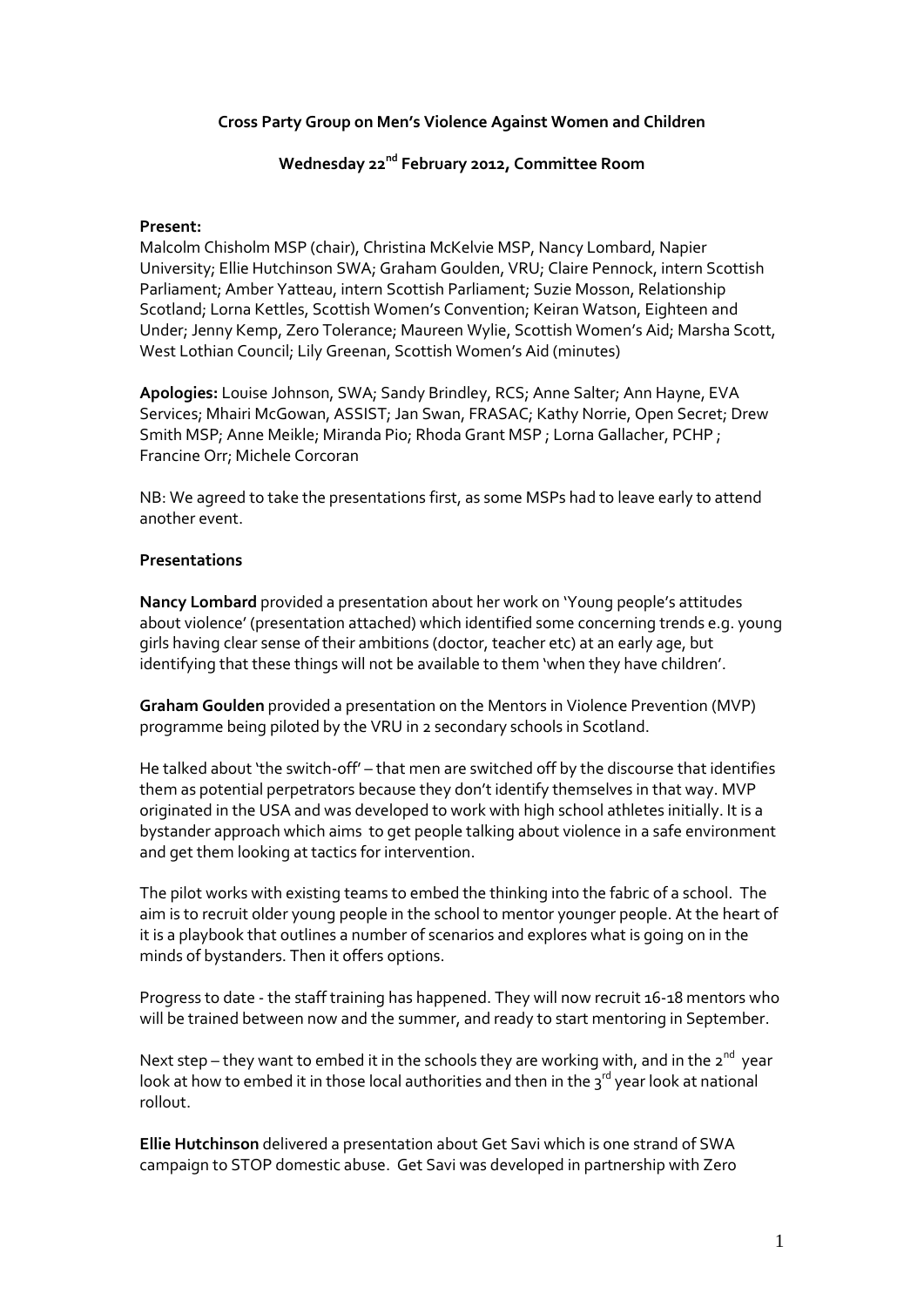**Cross Party Group on Men's Violence Against Women and Children**

**Wednesday 22nd February 2012, Committee Room**

**Present:**
Malcolm Chisholm MSP (chair), Christina McKelvie MSP, Nancy Lombard, Napier University; Ellie Hutchinson SWA; Graham Goulden, VRU; Claire Pennock, intern Scottish Parliament; Amber Yatteau, intern Scottish Parliament; Suzie Mosson, Relationship Scotland; Lorna Kettles, Scottish Women's Convention; Keiran Watson, Eighteen and Under; Jenny Kemp, Zero Tolerance; Maureen Wylie, Scottish Women's Aid; Marsha Scott, West Lothian Council; Lily Greenan, Scottish Women's Aid (minutes)

**Apologies:** Louise Johnson, SWA; Sandy Brindley, RCS; Anne Salter; Ann Hayne, EVA Services; Mhairi McGowan, ASSIST; Jan Swan, FRASAC; Kathy Norrie, Open Secret; Drew Smith MSP; Anne Meikle; Miranda Pio; Rhoda Grant MSP ; Lorna Gallacher, PCHP ; Francine Orr; Michele Corcoran

NB: We agreed to take the presentations first, as some MSPs had to leave early to attend another event.

**Presentations**

**Nancy Lombard** provided a presentation about her work on 'Young people's attitudes about violence' (presentation attached) which identified some concerning trends e.g. young girls having clear sense of their ambitions (doctor, teacher etc) at an early age, but identifying that these things will not be available to them 'when they have children'.

**Graham Goulden** provided a presentation on the Mentors in Violence Prevention (MVP) programme being piloted by the VRU in 2 secondary schools in Scotland.

He talked about 'the switch-off' – that men are switched off by the discourse that identifies them as potential perpetrators because they don't identify themselves in that way. MVP originated in the USA and was developed to work with high school athletes initially. It is a bystander approach which aims to get people talking about violence in a safe environment and get them looking at tactics for intervention.

The pilot works with existing teams to embed the thinking into the fabric of a school. The aim is to recruit older young people in the school to mentor younger people. At the heart of it is a playbook that outlines a number of scenarios and explores what is going on in the minds of bystanders. Then it offers options.

Progress to date - the staff training has happened. They will now recruit 16-18 mentors who will be trained between now and the summer, and ready to start mentoring in September.

Next step – they want to embed it in the schools they are working with, and in the 2nd year look at how to embed it in those local authorities and then in the 3rd year look at national rollout.

**Ellie Hutchinson** delivered a presentation about Get Savi which is one strand of SWA campaign to STOP domestic abuse. Get Savi was developed in partnership with Zero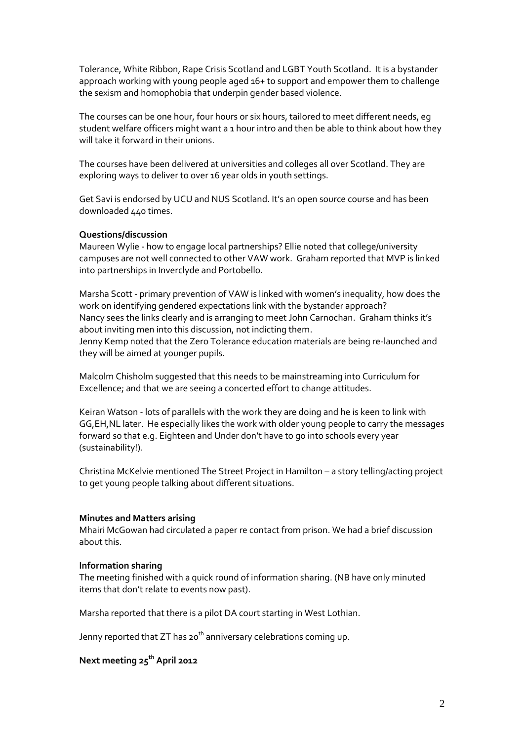Tolerance, White Ribbon, Rape Crisis Scotland and LGBT Youth Scotland. It is a bystander approach working with young people aged 16+ to support and empower them to challenge the sexism and homophobia that underpin gender based violence.

The courses can be one hour, four hours or six hours, tailored to meet different needs, eg student welfare officers might want a 1 hour intro and then be able to think about how they will take it forward in their unions.

The courses have been delivered at universities and colleges all over Scotland. They are exploring ways to deliver to over 16 year olds in youth settings.

Get Savi is endorsed by UCU and NUS Scotland. It's an open source course and has been downloaded 440 times.

**Questions/discussion**

Maureen Wylie - how to engage local partnerships? Ellie noted that college/university campuses are not well connected to other VAW work. Graham reported that MVP is linked into partnerships in Inverclyde and Portobello.

Marsha Scott - primary prevention of VAW is linked with women's inequality, how does the work on identifying gendered expectations link with the bystander approach?
Nancy sees the links clearly and is arranging to meet John Carnochan. Graham thinks it's about inviting men into this discussion, not indicting them.
Jenny Kemp noted that the Zero Tolerance education materials are being re-launched and they will be aimed at younger pupils.

Malcolm Chisholm suggested that this needs to be mainstreaming into Curriculum for Excellence; and that we are seeing a concerted effort to change attitudes.

Keiran Watson - lots of parallels with the work they are doing and he is keen to link with GG,EH,NL later. He especially likes the work with older young people to carry the messages forward so that e.g. Eighteen and Under don't have to go into schools every year (sustainability!).

Christina McKelvie mentioned The Street Project in Hamilton – a story telling/acting project to get young people talking about different situations.

**Minutes and Matters arising**

Mhairi McGowan had circulated a paper re contact from prison. We had a brief discussion about this.

**Information sharing**

The meeting finished with a quick round of information sharing. (NB have only minuted items that don't relate to events now past).

Marsha reported that there is a pilot DA court starting in West Lothian.

Jenny reported that ZT has 20th anniversary celebrations coming up.

**Next meeting 25th April 2012**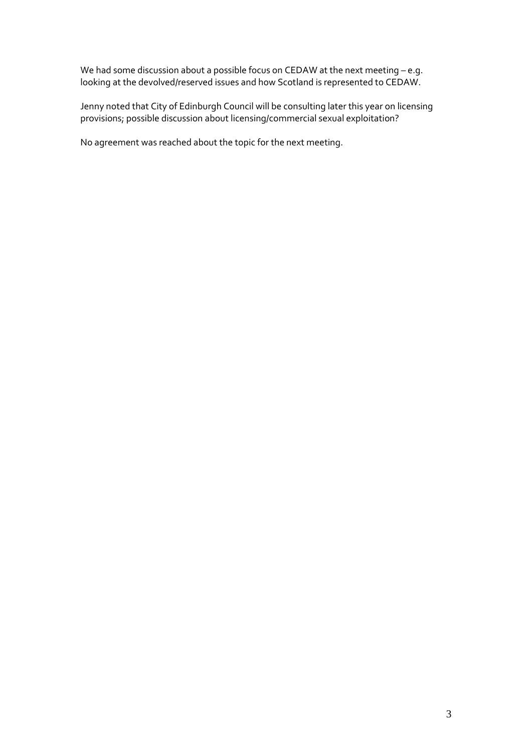We had some discussion about a possible focus on CEDAW at the next meeting – e.g. looking at the devolved/reserved issues and how Scotland is represented to CEDAW.

Jenny noted that City of Edinburgh Council will be consulting later this year on licensing provisions; possible discussion about licensing/commercial sexual exploitation?

No agreement was reached about the topic for the next meeting.